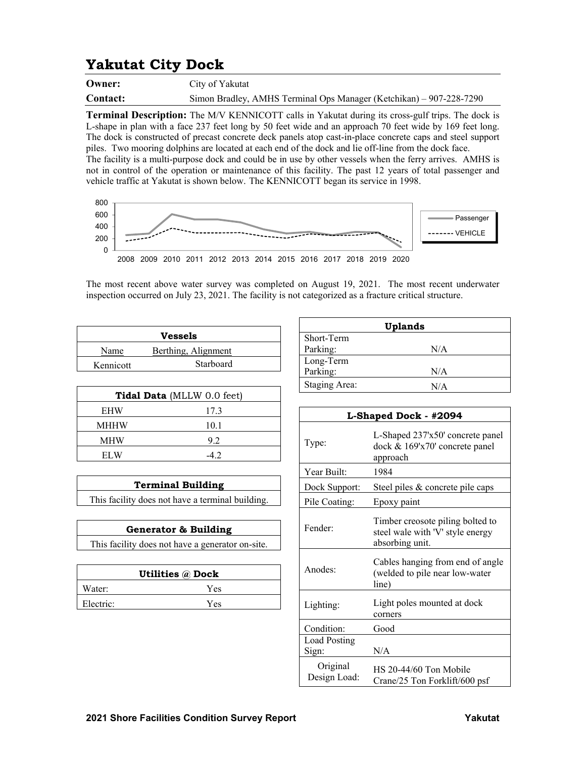# Yakutat City Dock

**Owner:** City of Yakutat

**Contact:** Simon Bradley, AMHS Terminal Ops Manager (Ketchikan) – 907-228-7290

**Terminal Description:** The M/V KENNICOTT calls in Yakutat during its cross-gulf trips. The dock is L-shape in plan with a face 237 feet long by 50 feet wide and an approach 70 feet wide by 169 feet long. The dock is constructed of precast concrete deck panels atop cast-in-place concrete caps and steel support piles. Two mooring dolphins are located at each end of the dock and lie off-line from the dock face.
The facility is a multi-purpose dock and could be in use by other vessels when the ferry arrives. AMHS is not in control of the operation or maintenance of this facility. The past 12 years of total passenger and vehicle traffic at Yakutat is shown below. The KENNICOTT began its service in 1998.

The most recent above water survey was completed on August 19, 2021. The most recent underwater inspection occurred on July 23, 2021. The facility is not categorized as a fracture critical structure.

| Vessels | |
|---|---|
| Name | Berthing, Alignment |
| Kennicott | Starboard |

| Tidal Data (MLLW 0.0 feet) | |
|---|---|
| EHW | 17.3 |
| MHHW | 10.1 |
| MHW | 9.2 |
| ELW | -4.2 |

| Terminal Building |
|---|
| This facility does not have a terminal building. |

| Generator & Building |
|---|
| This facility does not have a generator on-site. |

| Utilities @ Dock | |
|---|---|
| Water: | Yes |
| Electric: | Yes |

| Uplands | |
|---|---|
| Short-Term Parking: | N/A |
| Long-Term Parking: | N/A |
| Staging Area: | N/A |

| L-Shaped Dock - #2094 | |
|---|---|
| Type: | L-Shaped 237'x50' concrete panel dock & 169'x70' concrete panel approach |
| Year Built: | 1984 |
| Dock Support: | Steel piles & concrete pile caps |
| Pile Coating: | Epoxy paint |
| Fender: | Timber creosote piling bolted to steel wale with 'V' style energy absorbing unit. |
| Anodes: | Cables hanging from end of angle (welded to pile near low-water line) |
| Lighting: | Light poles mounted at dock corners |
| Condition: | Good |
| Load Posting Sign: | N/A |
| Original Design Load: | HS 20-44/60 Ton Mobile Crane/25 Ton Forklift/600 psf |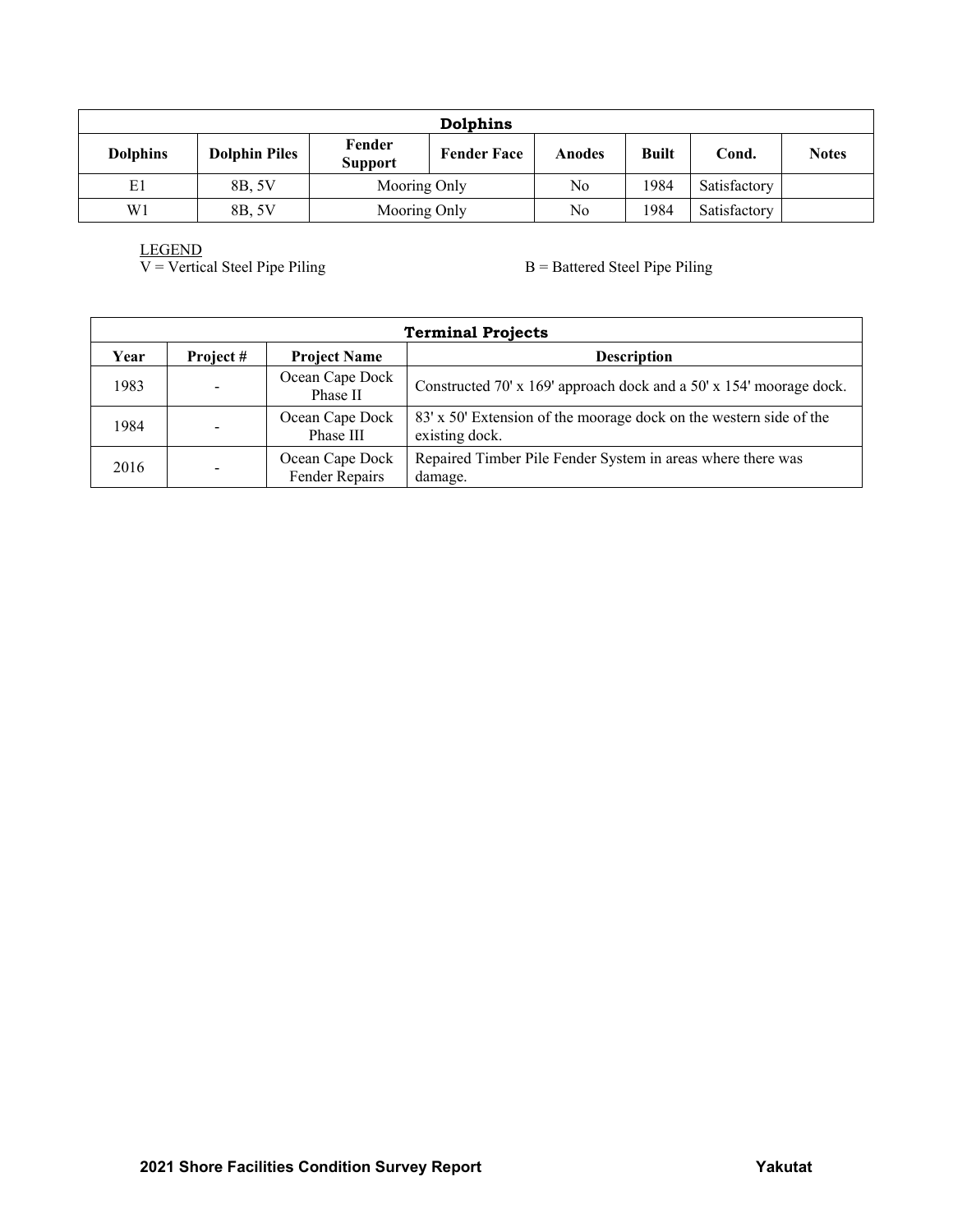| Dolphins | | | | | | | |
|---|---|---|---|---|---|---|---|
| **Dolphins** | **Dolphin Piles** | **Fender Support** | **Fender Face** | **Anodes** | **Built** | **Cond.** | **Notes** |
| E1 | 8B, 5V | Mooring Only | | No | 1984 | Satisfactory | |
| W1 | 8B, 5V | Mooring Only | | No | 1984 | Satisfactory | |

LEGEND
V = Vertical Steel Pipe Piling
B = Battered Steel Pipe Piling

| Terminal Projects | | | |
|---|---|---|---|
| **Year** | **Project #** | **Project Name** | **Description** |
| 1983 | - | Ocean Cape Dock Phase II | Constructed 70' x 169' approach dock and a 50' x 154' moorage dock. |
| 1984 | - | Ocean Cape Dock Phase III | 83' x 50' Extension of the moorage dock on the western side of the existing dock. |
| 2016 | - | Ocean Cape Dock Fender Repairs | Repaired Timber Pile Fender System in areas where there was damage. |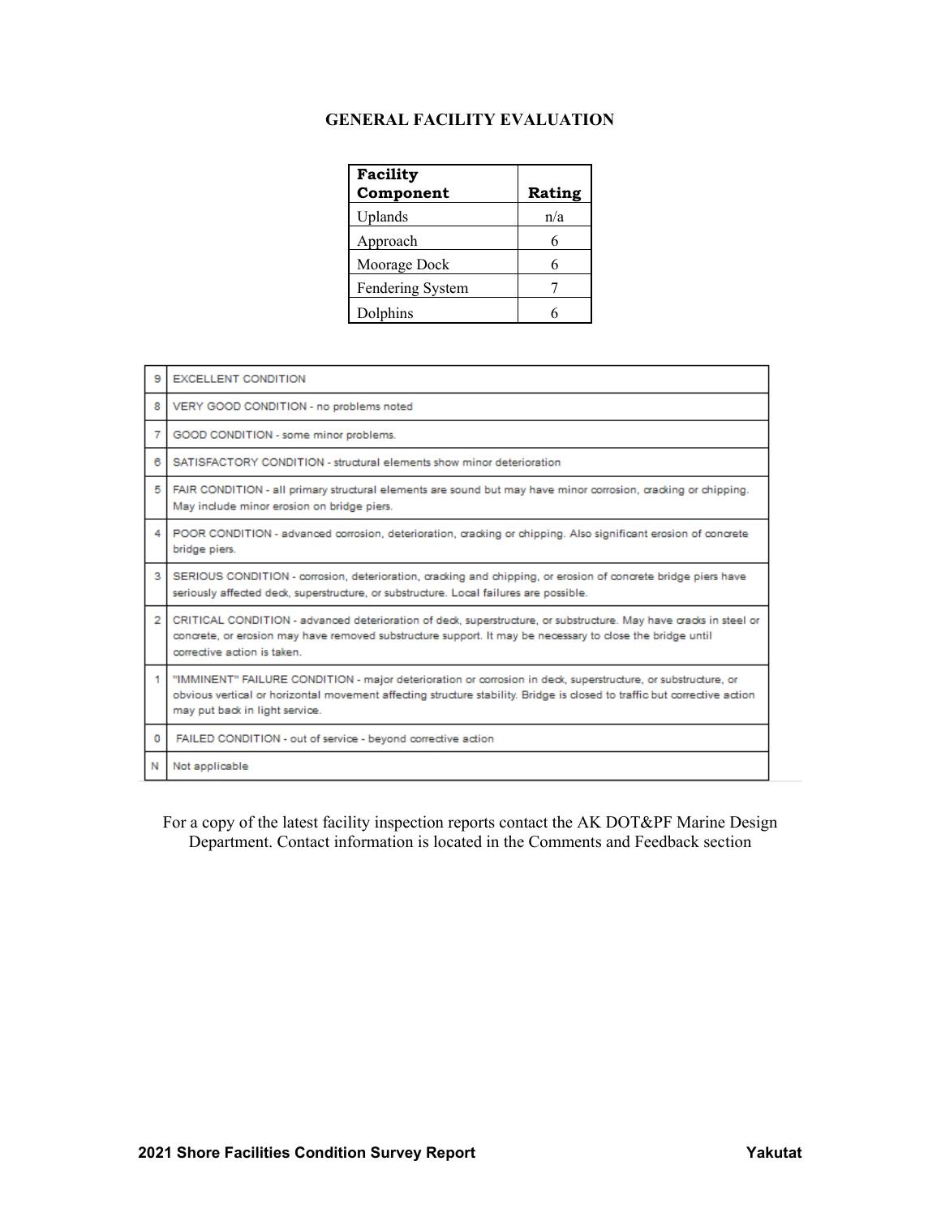# GENERAL FACILITY EVALUATION

| Facility Component | Rating |
|---|---|
| Uplands | n/a |
| Approach | 6 |
| Moorage Dock | 6 |
| Fendering System | 7 |
| Dolphins | 6 |

| | |
|---|---|
| 9 | EXCELLENT CONDITION |
| 8 | VERY GOOD CONDITION - no problems noted |
| 7 | GOOD CONDITION - some minor problems. |
| 6 | SATISFACTORY CONDITION - structural elements show minor deterioration |
| 5 | FAIR CONDITION - all primary structural elements are sound but may have minor corrosion, cracking or chipping. May include minor erosion on bridge piers. |
| 4 | POOR CONDITION - advanced corrosion, deterioration, cracking or chipping. Also significant erosion of concrete bridge piers. |
| 3 | SERIOUS CONDITION - corrosion, deterioration, cracking and chipping, or erosion of concrete bridge piers have seriously affected deck, superstructure, or substructure. Local failures are possible. |
| 2 | CRITICAL CONDITION - advanced deterioration of deck, superstructure, or substructure. May have cracks in steel or concrete, or erosion may have removed substructure support. It may be necessary to close the bridge until corrective action is taken. |
| 1 | "IMMINENT" FAILURE CONDITION - major deterioration or corrosion in deck, superstructure, or substructure, or obvious vertical or horizontal movement affecting structure stability. Bridge is closed to traffic but corrective action may put back in light service. |
| 0 | FAILED CONDITION - out of service - beyond corrective action |
| N | Not applicable |

For a copy of the latest facility inspection reports contact the AK DOT&PF Marine Design Department. Contact information is located in the Comments and Feedback section